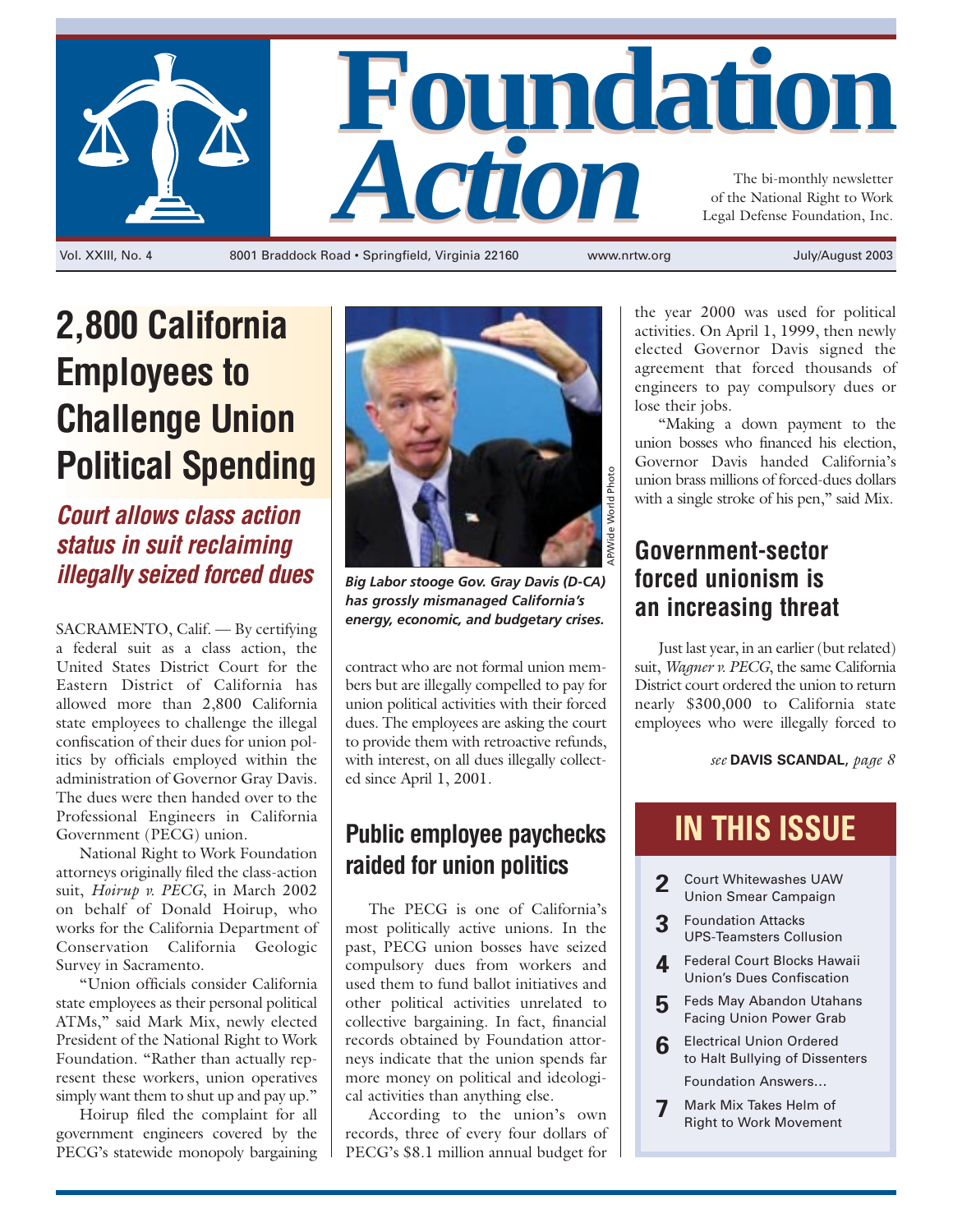# Foundation Action

The bi-monthly newsletter of the National Right to Work Legal Defense Foundation, Inc.

Vol. XXIII, No. 4 · 8001 Braddock Road • Springfield, Virginia 22160 · www.nrtw.org · July/August 2003

## 2,800 California Employees to Challenge Union Political Spending

### *Court allows class action status in suit reclaiming illegally seized forced dues*

SACRAMENTO, Calif. — By certifying a federal suit as a class action, the United States District Court for the Eastern District of California has allowed more than 2,800 California state employees to challenge the illegal confiscation of their dues for union politics by officials employed within the administration of Governor Gray Davis. The dues were then handed over to the Professional Engineers in California Government (PECG) union.

National Right to Work Foundation attorneys originally filed the class-action suit, *Hoirup v. PECG*, in March 2002 on behalf of Donald Hoirup, who works for the California Department of Conservation California Geologic Survey in Sacramento.

"Union officials consider California state employees as their personal political ATMs," said Mark Mix, newly elected President of the National Right to Work Foundation. "Rather than actually represent these workers, union operatives simply want them to shut up and pay up."

Hoirup filed the complaint for all government engineers covered by the PECG's statewide monopoly bargaining contract who are not formal union members but are illegally compelled to pay for union political activities with their forced dues. The employees are asking the court to provide them with retroactive refunds, with interest, on all dues illegally collected since April 1, 2001.

AP/Wide World Photo

***Big Labor stooge Gov. Gray Davis (D-CA) has grossly mismanaged California's energy, economic, and budgetary crises.***

### Public employee paychecks raided for union politics

The PECG is one of California's most politically active unions. In the past, PECG union bosses have seized compulsory dues from workers and used them to fund ballot initiatives and other political activities unrelated to collective bargaining. In fact, financial records obtained by Foundation attorneys indicate that the union spends far more money on political and ideological activities than anything else.

According to the union's own records, three of every four dollars of PECG's $8.1 million annual budget for the year 2000 was used for political activities. On April 1, 1999, then newly elected Governor Davis signed the agreement that forced thousands of engineers to pay compulsory dues or lose their jobs.

"Making a down payment to the union bosses who financed his election, Governor Davis handed California's union brass millions of forced-dues dollars with a single stroke of his pen," said Mix.

### Government-sector forced unionism is an increasing threat

Just last year, in an earlier (but related) suit, *Wagner v. PECG*, the same California District court ordered the union to return nearly $300,000 to California state employees who were illegally forced to

*see* **DAVIS SCANDAL**, *page 8*

## IN THIS ISSUE

- **2** Court Whitewashes UAW Union Smear Campaign
- **3** Foundation Attacks UPS-Teamsters Collusion
- **4** Federal Court Blocks Hawaii Union's Dues Confiscation
- **5** Feds May Abandon Utahans Facing Union Power Grab
- **6** Electrical Union Ordered to Halt Bullying of Dissenters
  Foundation Answers...
- **7** Mark Mix Takes Helm of Right to Work Movement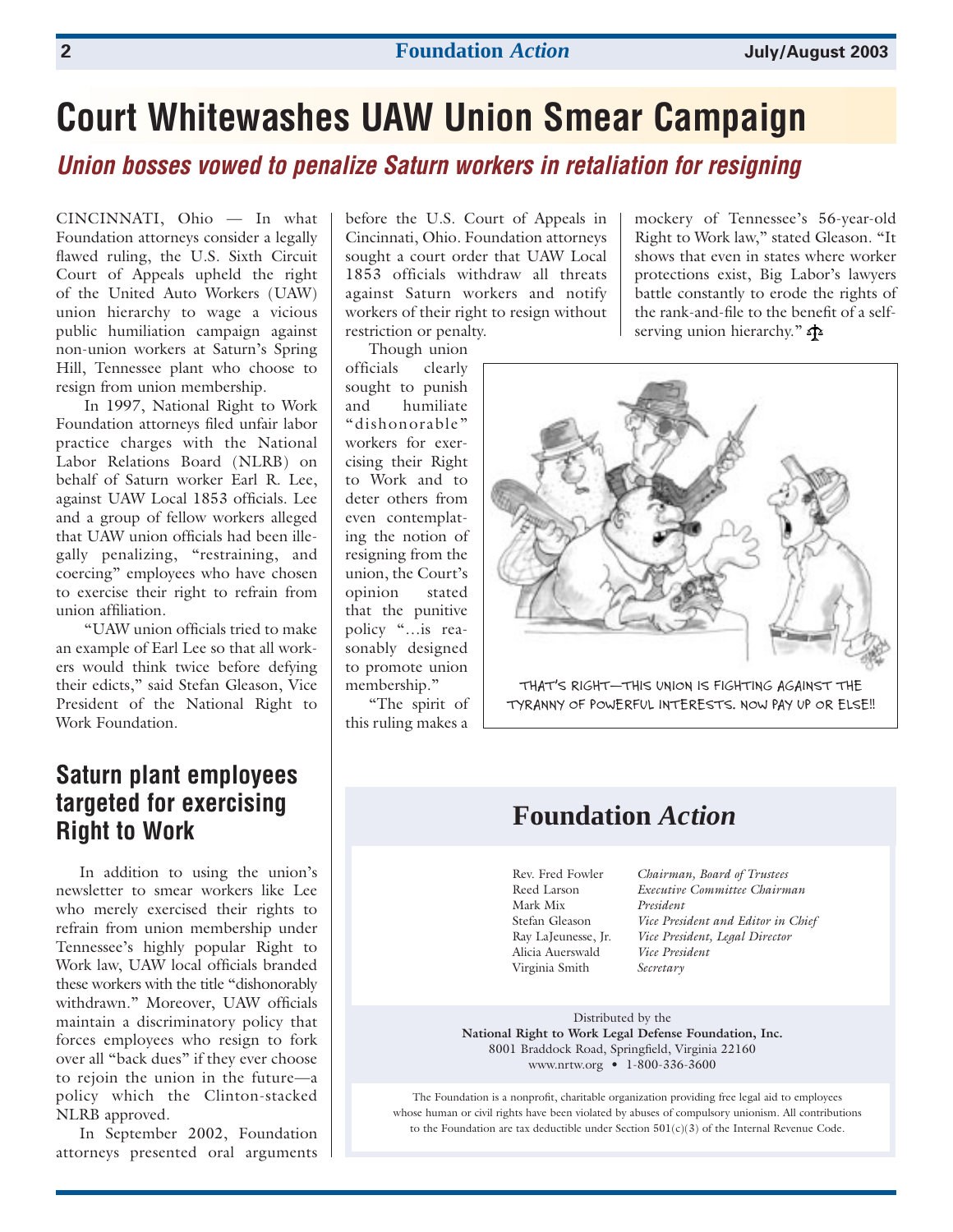# Court Whitewashes UAW Union Smear Campaign

## *Union bosses vowed to penalize Saturn workers in retaliation for resigning*

CINCINNATI, Ohio — In what Foundation attorneys consider a legally flawed ruling, the U.S. Sixth Circuit Court of Appeals upheld the right of the United Auto Workers (UAW) union hierarchy to wage a vicious public humiliation campaign against non-union workers at Saturn's Spring Hill, Tennessee plant who choose to resign from union membership.

In 1997, National Right to Work Foundation attorneys filed unfair labor practice charges with the National Labor Relations Board (NLRB) on behalf of Saturn worker Earl R. Lee, against UAW Local 1853 officials. Lee and a group of fellow workers alleged that UAW union officials had been illegally penalizing, "restraining, and coercing" employees who have chosen to exercise their right to refrain from union affiliation.

"UAW union officials tried to make an example of Earl Lee so that all workers would think twice before defying their edicts," said Stefan Gleason, Vice President of the National Right to Work Foundation.

### Saturn plant employees targeted for exercising Right to Work

In addition to using the union's newsletter to smear workers like Lee who merely exercised their rights to refrain from union membership under Tennessee's highly popular Right to Work law, UAW local officials branded these workers with the title "dishonorably withdrawn." Moreover, UAW officials maintain a discriminatory policy that forces employees who resign to fork over all "back dues" if they ever choose to rejoin the union in the future—a policy which the Clinton-stacked NLRB approved.

In September 2002, Foundation attorneys presented oral arguments before the U.S. Court of Appeals in Cincinnati, Ohio. Foundation attorneys sought a court order that UAW Local 1853 officials withdraw all threats against Saturn workers and notify workers of their right to resign without restriction or penalty.

Though union officials clearly sought to punish and humiliate "dishonorable" workers for exercising their Right to Work and to deter others from even contemplating the notion of resigning from the union, the Court's opinion stated that the punitive policy "...is reasonably designed to promote union membership."

"The spirit of this ruling makes a mockery of Tennessee's 56-year-old Right to Work law," stated Gleason. "It shows that even in states where worker protections exist, Big Labor's lawyers battle constantly to erode the rights of the rank-and-file to the benefit of a self-serving union hierarchy."

THAT'S RIGHT—THIS UNION IS FIGHTING AGAINST THE TYRANNY OF POWERFUL INTERESTS. NOW PAY UP OR ELSE!!

## Foundation *Action*

| | |
|---|---|
| Rev. Fred Fowler | *Chairman, Board of Trustees* |
| Reed Larson | *Executive Committee Chairman* |
| Mark Mix | *President* |
| Stefan Gleason | *Vice President and Editor in Chief* |
| Ray LaJeunesse, Jr. | *Vice President, Legal Director* |
| Alicia Auerswald | *Vice President* |
| Virginia Smith | *Secretary* |

Distributed by the
**National Right to Work Legal Defense Foundation, Inc.**
8001 Braddock Road, Springfield, Virginia 22160
www.nrtw.org • 1-800-336-3600

The Foundation is a nonprofit, charitable organization providing free legal aid to employees whose human or civil rights have been violated by abuses of compulsory unionism. All contributions to the Foundation are tax deductible under Section 501(c)(3) of the Internal Revenue Code.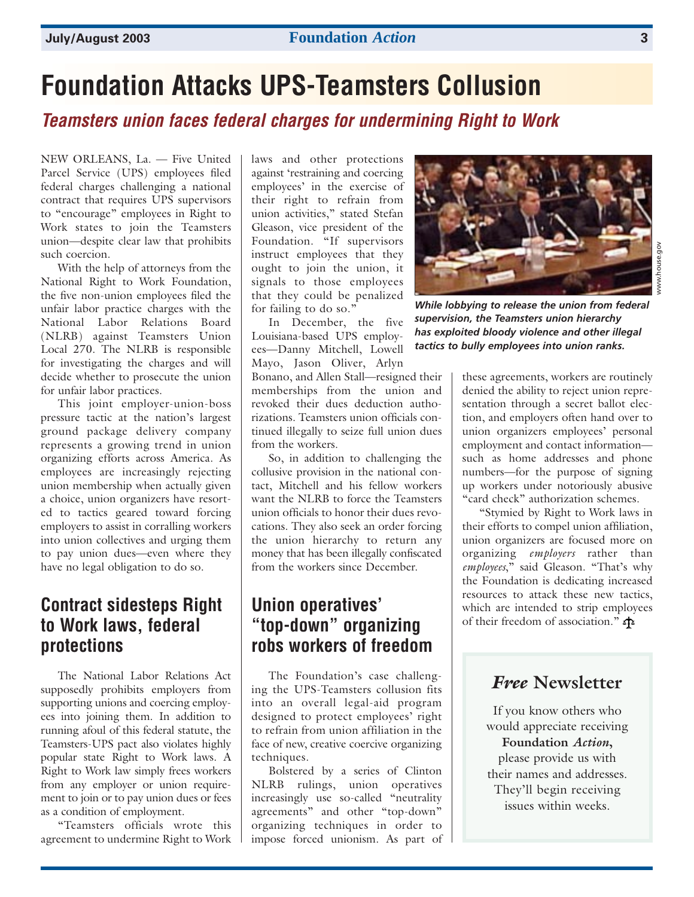# Foundation Attacks UPS-Teamsters Collusion

## *Teamsters union faces federal charges for undermining Right to Work*

NEW ORLEANS, La. — Five United Parcel Service (UPS) employees filed federal charges challenging a national contract that requires UPS supervisors to "encourage" employees in Right to Work states to join the Teamsters union—despite clear law that prohibits such coercion.

With the help of attorneys from the National Right to Work Foundation, the five non-union employees filed the unfair labor practice charges with the National Labor Relations Board (NLRB) against Teamsters Union Local 270. The NLRB is responsible for investigating the charges and will decide whether to prosecute the union for unfair labor practices.

This joint employer-union-boss pressure tactic at the nation's largest ground package delivery company represents a growing trend in union organizing efforts across America. As employees are increasingly rejecting union membership when actually given a choice, union organizers have resorted to tactics geared toward forcing employers to assist in corralling workers into union collectives and urging them to pay union dues—even where they have no legal obligation to do so.

### Contract sidesteps Right to Work laws, federal protections

The National Labor Relations Act supposedly prohibits employers from supporting unions and coercing employees into joining them. In addition to running afoul of this federal statute, the Teamsters-UPS pact also violates highly popular state Right to Work laws. A Right to Work law simply frees workers from any employer or union requirement to join or to pay union dues or fees as a condition of employment.

"Teamsters officials wrote this agreement to undermine Right to Work laws and other protections against 'restraining and coercing employees' in the exercise of their right to refrain from union activities," stated Stefan Gleason, vice president of the Foundation. "If supervisors instruct employees that they ought to join the union, it signals to those employees that they could be penalized for failing to do so."

In December, the five Louisiana-based UPS employees—Danny Mitchell, Lowell Mayo, Jason Oliver, Arlyn Bonano, and Allen Stall—resigned their memberships from the union and revoked their dues deduction authorizations. Teamsters union officials continued illegally to seize full union dues from the workers.

So, in addition to challenging the collusive provision in the national contact, Mitchell and his fellow workers want the NLRB to force the Teamsters union officials to honor their dues revocations. They also seek an order forcing the union hierarchy to return any money that has been illegally confiscated from the workers since December.

### Union operatives' "top-down" organizing robs workers of freedom

The Foundation's case challenging the UPS-Teamsters collusion fits into an overall legal-aid program designed to protect employees' right to refrain from union affiliation in the face of new, creative coercive organizing techniques.

Bolstered by a series of Clinton NLRB rulings, union operatives increasingly use so-called "neutrality agreements" and other "top-down" organizing techniques in order to impose forced unionism. As part of these agreements, workers are routinely denied the ability to reject union representation through a secret ballot election, and employers often hand over to union organizers employees' personal employment and contact information—such as home addresses and phone numbers—for the purpose of signing up workers under notoriously abusive "card check" authorization schemes.

"Stymied by Right to Work laws in their efforts to compel union affiliation, union organizers are focused more on organizing *employers* rather than *employees*," said Gleason. "That's why the Foundation is dedicating increased resources to attack these new tactics, which are intended to strip employees of their freedom of association."

*While lobbying to release the union from federal supervision, the Teamsters union hierarchy has exploited bloody violence and other illegal tactics to bully employees into union ranks.*

www.house.gov

---

### *Free* Newsletter

If you know others who would appreciate receiving **Foundation *Action*,** please provide us with their names and addresses. They'll begin receiving issues within weeks.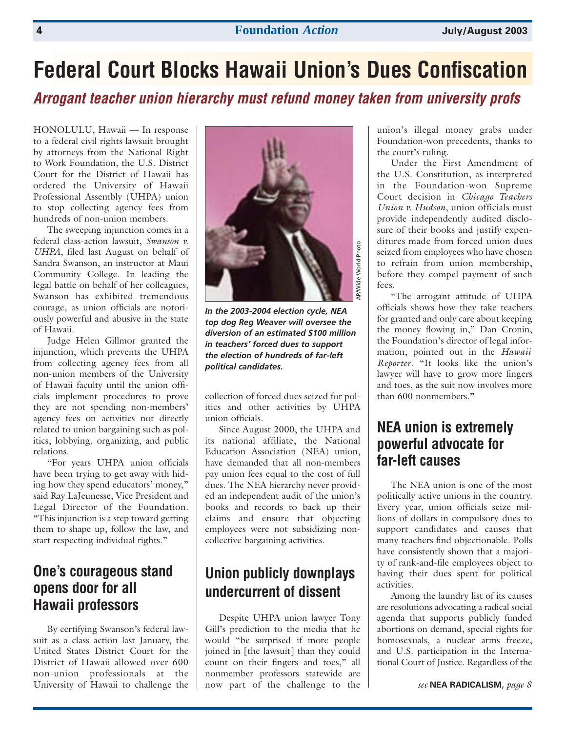# Federal Court Blocks Hawaii Union's Dues Confiscation

## *Arrogant teacher union hierarchy must refund money taken from university profs*

HONOLULU, Hawaii — In response to a federal civil rights lawsuit brought by attorneys from the National Right to Work Foundation, the U.S. District Court for the District of Hawaii has ordered the University of Hawaii Professional Assembly (UHPA) union to stop collecting agency fees from hundreds of non-union members.

The sweeping injunction comes in a federal class-action lawsuit, *Swanson v. UHPA*, filed last August on behalf of Sandra Swanson, an instructor at Maui Community College. In leading the legal battle on behalf of her colleagues, Swanson has exhibited tremendous courage, as union officials are notoriously powerful and abusive in the state of Hawaii.

Judge Helen Gillmor granted the injunction, which prevents the UHPA from collecting agency fees from all non-union members of the University of Hawaii faculty until the union officials implement procedures to prove they are not spending non-members' agency fees on activities not directly related to union bargaining such as politics, lobbying, organizing, and public relations.

"For years UHPA union officials have been trying to get away with hiding how they spend educators' money," said Ray LaJeunesse, Vice President and Legal Director of the Foundation. "This injunction is a step toward getting them to shape up, follow the law, and start respecting individual rights."

## One's courageous stand opens door for all Hawaii professors

By certifying Swanson's federal lawsuit as a class action last January, the United States District Court for the District of Hawaii allowed over 600 non-union professionals at the University of Hawaii to challenge the collection of forced dues seized for politics and other activities by UHPA union officials.

Since August 2000, the UHPA and its national affiliate, the National Education Association (NEA) union, have demanded that all non-members pay union fees equal to the cost of full dues. The NEA hierarchy never provided an independent audit of the union's books and records to back up their claims and ensure that objecting employees were not subsidizing non-collective bargaining activities.

AP/Wide World Photo

***In the 2003-2004 election cycle, NEA top dog Reg Weaver will oversee the diversion of an estimated $100 million in teachers' forced dues to support the election of hundreds of far-left political candidates.***

## Union publicly downplays undercurrent of dissent

Despite UHPA union lawyer Tony Gill's prediction to the media that he would "be surprised if more people joined in [the lawsuit] than they could count on their fingers and toes," all nonmember professors statewide are now part of the challenge to the union's illegal money grabs under Foundation-won precedents, thanks to the court's ruling.

Under the First Amendment of the U.S. Constitution, as interpreted in the Foundation-won Supreme Court decision in *Chicago Teachers Union v. Hudson*, union officials must provide independently audited disclosure of their books and justify expenditures made from forced union dues seized from employees who have chosen to refrain from union membership, before they compel payment of such fees.

"The arrogant attitude of UHPA officials shows how they take teachers for granted and only care about keeping the money flowing in," Dan Cronin, the Foundation's director of legal information, pointed out in the *Hawaii Reporter*. "It looks like the union's lawyer will have to grow more fingers and toes, as the suit now involves more than 600 nonmembers."

## NEA union is extremely powerful advocate for far-left causes

The NEA union is one of the most politically active unions in the country. Every year, union officials seize millions of dollars in compulsory dues to support candidates and causes that many teachers find objectionable. Polls have consistently shown that a majority of rank-and-file employees object to having their dues spent for political activities.

Among the laundry list of its causes are resolutions advocating a radical social agenda that supports publicly funded abortions on demand, special rights for homosexuals, a nuclear arms freeze, and U.S. participation in the International Court of Justice. Regardless of the

*see* **NEA RADICALISM**, *page 8*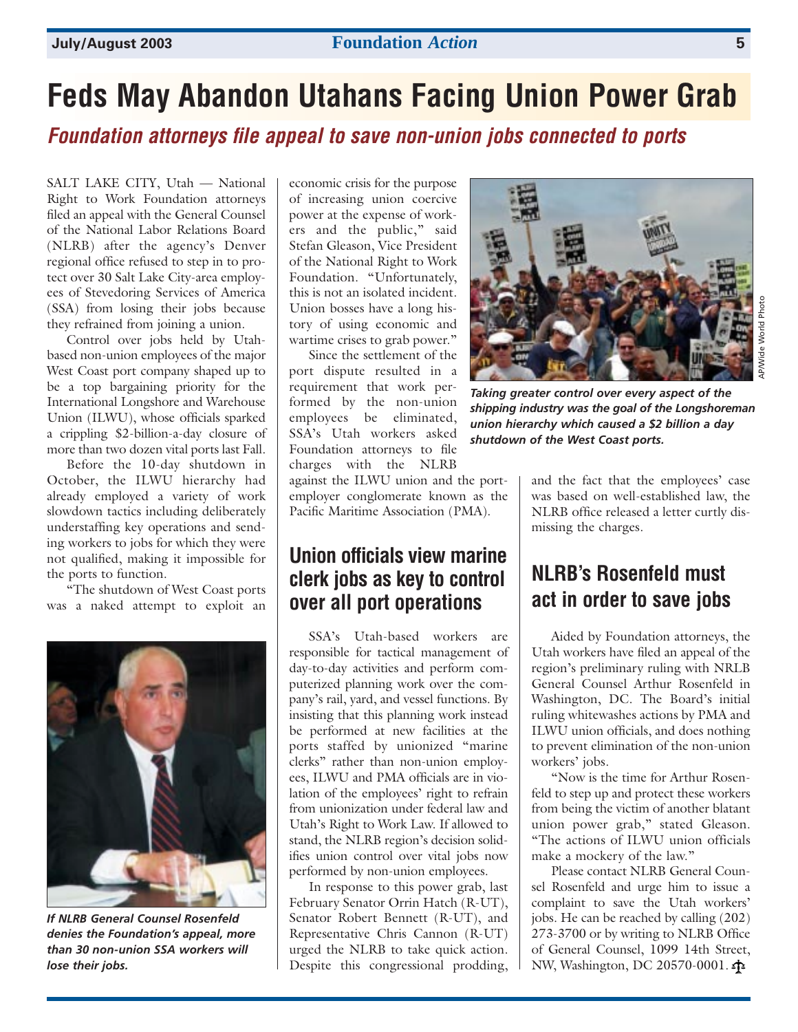# Feds May Abandon Utahans Facing Union Power Grab

## *Foundation attorneys file appeal to save non-union jobs connected to ports*

SALT LAKE CITY, Utah — National Right to Work Foundation attorneys filed an appeal with the General Counsel of the National Labor Relations Board (NLRB) after the agency's Denver regional office refused to step in to protect over 30 Salt Lake City-area employees of Stevedoring Services of America (SSA) from losing their jobs because they refrained from joining a union.

Control over jobs held by Utah-based non-union employees of the major West Coast port company shaped up to be a top bargaining priority for the International Longshore and Warehouse Union (ILWU), whose officials sparked a crippling $2-billion-a-day closure of more than two dozen vital ports last Fall.

Before the 10-day shutdown in October, the ILWU hierarchy had already employed a variety of work slowdown tactics including deliberately understaffing key operations and sending workers to jobs for which they were not qualified, making it impossible for the ports to function.

"The shutdown of West Coast ports was a naked attempt to exploit an economic crisis for the purpose of increasing union coercive power at the expense of workers and the public," said Stefan Gleason, Vice President of the National Right to Work Foundation. "Unfortunately, this is not an isolated incident. Union bosses have a long history of using economic and wartime crises to grab power."

Since the settlement of the port dispute resulted in a requirement that work performed by the non-union employees be eliminated, SSA's Utah workers asked Foundation attorneys to file charges with the NLRB against the ILWU union and the port-employer conglomerate known as the Pacific Maritime Association (PMA).

*If NLRB General Counsel Rosenfeld denies the Foundation's appeal, more than 30 non-union SSA workers will lose their jobs.*

*Taking greater control over every aspect of the shipping industry was the goal of the Longshoreman union hierarchy which caused a $2 billion a day shutdown of the West Coast ports.*

AP/Wide World Photo

## Union officials view marine clerk jobs as key to control over all port operations

SSA's Utah-based workers are responsible for tactical management of day-to-day activities and perform computerized planning work over the company's rail, yard, and vessel functions. By insisting that this planning work instead be performed at new facilities at the ports staffed by unionized "marine clerks" rather than non-union employees, ILWU and PMA officials are in violation of the employees' right to refrain from unionization under federal law and Utah's Right to Work Law. If allowed to stand, the NLRB region's decision solidifies union control over vital jobs now performed by non-union employees.

In response to this power grab, last February Senator Orrin Hatch (R-UT), Senator Robert Bennett (R-UT), and Representative Chris Cannon (R-UT) urged the NLRB to take quick action. Despite this congressional prodding, and the fact that the employees' case was based on well-established law, the NLRB office released a letter curtly dismissing the charges.

## NLRB's Rosenfeld must act in order to save jobs

Aided by Foundation attorneys, the Utah workers have filed an appeal of the region's preliminary ruling with NRLB General Counsel Arthur Rosenfeld in Washington, DC. The Board's initial ruling whitewashes actions by PMA and ILWU union officials, and does nothing to prevent elimination of the non-union workers' jobs.

"Now is the time for Arthur Rosenfeld to step up and protect these workers from being the victim of another blatant union power grab," stated Gleason. "The actions of ILWU union officials make a mockery of the law."

Please contact NLRB General Counsel Rosenfeld and urge him to issue a complaint to save the Utah workers' jobs. He can be reached by calling (202) 273-3700 or by writing to NLRB Office of General Counsel, 1099 14th Street, NW, Washington, DC 20570-0001.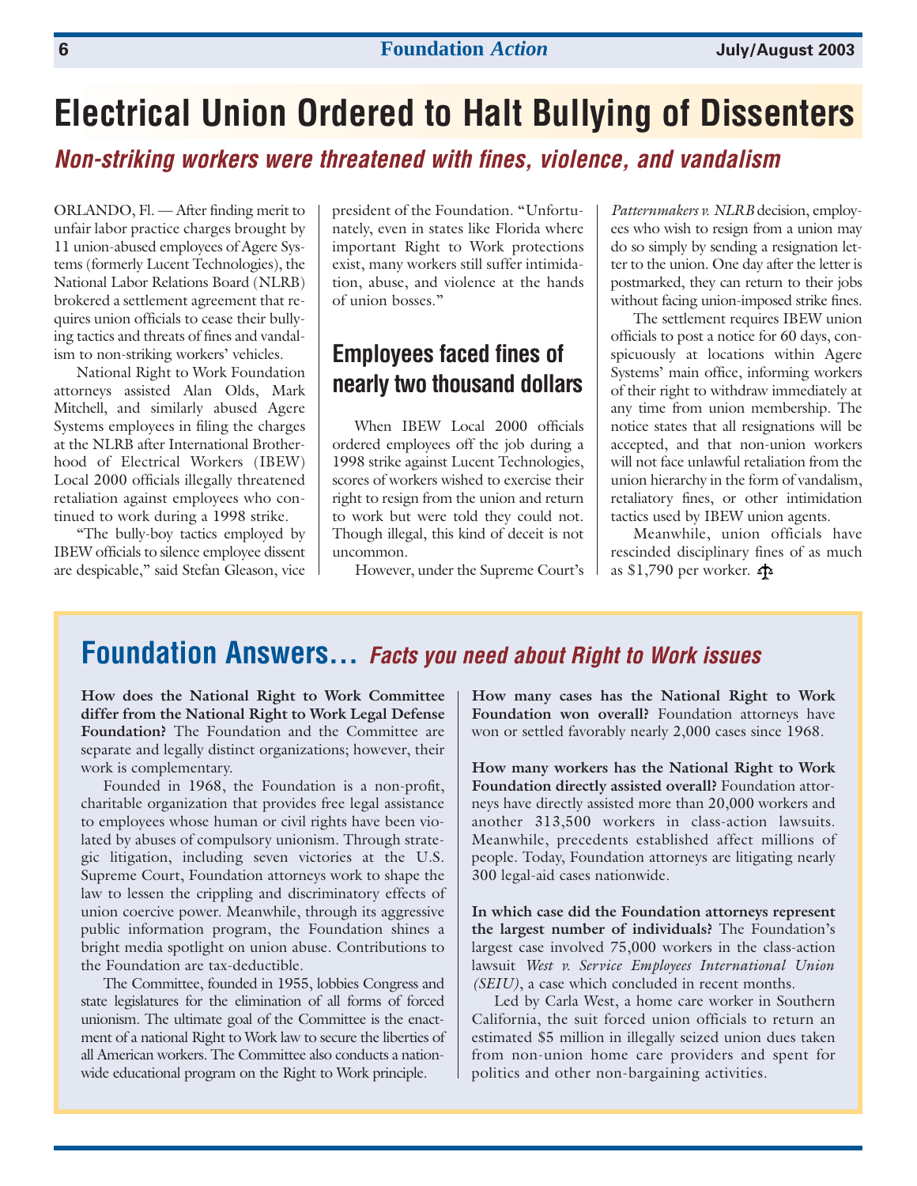# Electrical Union Ordered to Halt Bullying of Dissenters

## *Non-striking workers were threatened with fines, violence, and vandalism*

ORLANDO, Fl. — After finding merit to unfair labor practice charges brought by 11 union-abused employees of Agere Systems (formerly Lucent Technologies), the National Labor Relations Board (NLRB) brokered a settlement agreement that requires union officials to cease their bullying tactics and threats of fines and vandalism to non-striking workers' vehicles.

National Right to Work Foundation attorneys assisted Alan Olds, Mark Mitchell, and similarly abused Agere Systems employees in filing the charges at the NLRB after International Brotherhood of Electrical Workers (IBEW) Local 2000 officials illegally threatened retaliation against employees who continued to work during a 1998 strike.

"The bully-boy tactics employed by IBEW officials to silence employee dissent are despicable," said Stefan Gleason, vice president of the Foundation. "Unfortunately, even in states like Florida where important Right to Work protections exist, many workers still suffer intimidation, abuse, and violence at the hands of union bosses."

### Employees faced fines of nearly two thousand dollars

When IBEW Local 2000 officials ordered employees off the job during a 1998 strike against Lucent Technologies, scores of workers wished to exercise their right to resign from the union and return to work but were told they could not. Though illegal, this kind of deceit is not uncommon.

However, under the Supreme Court's *Patternmakers v. NLRB* decision, employees who wish to resign from a union may do so simply by sending a resignation letter to the union. One day after the letter is postmarked, they can return to their jobs without facing union-imposed strike fines.

The settlement requires IBEW union officials to post a notice for 60 days, conspicuously at locations within Agere Systems' main office, informing workers of their right to withdraw immediately at any time from union membership. The notice states that all resignations will be accepted, and that non-union workers will not face unlawful retaliation from the union hierarchy in the form of vandalism, retaliatory fines, or other intimidation tactics used by IBEW union agents.

Meanwhile, union officials have rescinded disciplinary fines of as much as $1,790 per worker.

## Foundation Answers… *Facts you need about Right to Work issues*

**How does the National Right to Work Committee differ from the National Right to Work Legal Defense Foundation?** The Foundation and the Committee are separate and legally distinct organizations; however, their work is complementary.

Founded in 1968, the Foundation is a non-profit, charitable organization that provides free legal assistance to employees whose human or civil rights have been violated by abuses of compulsory unionism. Through strategic litigation, including seven victories at the U.S. Supreme Court, Foundation attorneys work to shape the law to lessen the crippling and discriminatory effects of union coercive power. Meanwhile, through its aggressive public information program, the Foundation shines a bright media spotlight on union abuse. Contributions to the Foundation are tax-deductible.

The Committee, founded in 1955, lobbies Congress and state legislatures for the elimination of all forms of forced unionism. The ultimate goal of the Committee is the enactment of a national Right to Work law to secure the liberties of all American workers. The Committee also conducts a nationwide educational program on the Right to Work principle.

**How many cases has the National Right to Work Foundation won overall?** Foundation attorneys have won or settled favorably nearly 2,000 cases since 1968.

**How many workers has the National Right to Work Foundation directly assisted overall?** Foundation attorneys have directly assisted more than 20,000 workers and another 313,500 workers in class-action lawsuits. Meanwhile, precedents established affect millions of people. Today, Foundation attorneys are litigating nearly 300 legal-aid cases nationwide.

**In which case did the Foundation attorneys represent the largest number of individuals?** The Foundation's largest case involved 75,000 workers in the class-action lawsuit *West v. Service Employees International Union (SEIU)*, a case which concluded in recent months.

Led by Carla West, a home care worker in Southern California, the suit forced union officials to return an estimated $5 million in illegally seized union dues taken from non-union home care providers and spent for politics and other non-bargaining activities.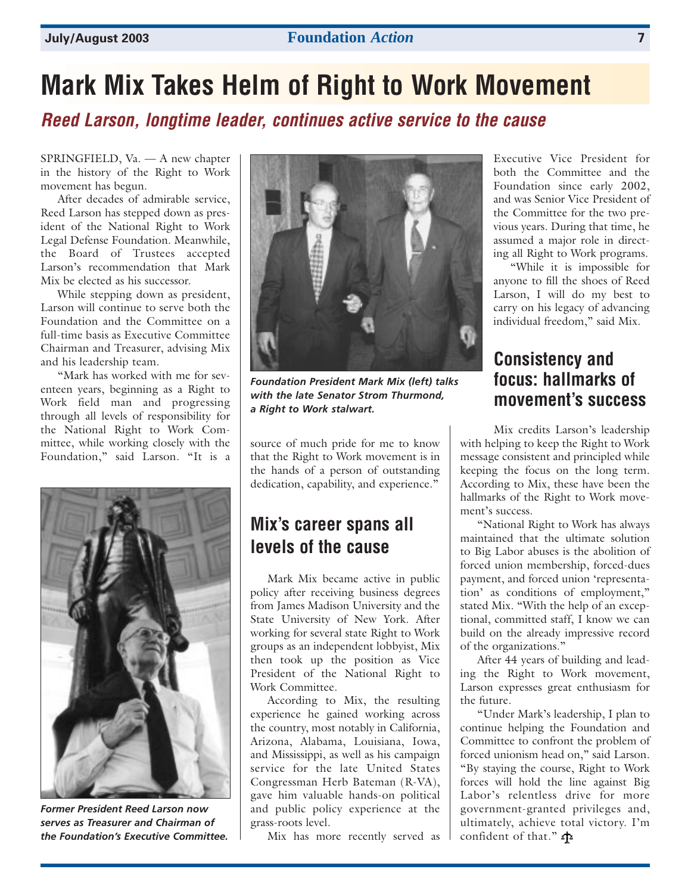# Mark Mix Takes Helm of Right to Work Movement

## *Reed Larson, longtime leader, continues active service to the cause*

SPRINGFIELD, Va. — A new chapter in the history of the Right to Work movement has begun.

After decades of admirable service, Reed Larson has stepped down as president of the National Right to Work Legal Defense Foundation. Meanwhile, the Board of Trustees accepted Larson's recommendation that Mark Mix be elected as his successor.

While stepping down as president, Larson will continue to serve both the Foundation and the Committee on a full-time basis as Executive Committee Chairman and Treasurer, advising Mix and his leadership team.

"Mark has worked with me for seventeen years, beginning as a Right to Work field man and progressing through all levels of responsibility for the National Right to Work Committee, while working closely with the Foundation," said Larson. "It is a source of much pride for me to know that the Right to Work movement is in the hands of a person of outstanding dedication, capability, and experience."

***Former President Reed Larson now serves as Treasurer and Chairman of the Foundation's Executive Committee.***

***Foundation President Mark Mix (left) talks with the late Senator Strom Thurmond, a Right to Work stalwart.***

## Mix's career spans all levels of the cause

Mark Mix became active in public policy after receiving business degrees from James Madison University and the State University of New York. After working for several state Right to Work groups as an independent lobbyist, Mix then took up the position as Vice President of the National Right to Work Committee.

According to Mix, the resulting experience he gained working across the country, most notably in California, Arizona, Alabama, Louisiana, Iowa, and Mississippi, as well as his campaign service for the late United States Congressman Herb Bateman (R-VA), gave him valuable hands-on political and public policy experience at the grass-roots level.

Mix has more recently served as Executive Vice President for both the Committee and the Foundation since early 2002, and was Senior Vice President of the Committee for the two previous years. During that time, he assumed a major role in directing all Right to Work programs.

"While it is impossible for anyone to fill the shoes of Reed Larson, I will do my best to carry on his legacy of advancing individual freedom," said Mix.

## Consistency and focus: hallmarks of movement's success

Mix credits Larson's leadership with helping to keep the Right to Work message consistent and principled while keeping the focus on the long term. According to Mix, these have been the hallmarks of the Right to Work movement's success.

"National Right to Work has always maintained that the ultimate solution to Big Labor abuses is the abolition of forced union membership, forced-dues payment, and forced union 'representation' as conditions of employment," stated Mix. "With the help of an exceptional, committed staff, I know we can build on the already impressive record of the organizations."

After 44 years of building and leading the Right to Work movement, Larson expresses great enthusiasm for the future.

"Under Mark's leadership, I plan to continue helping the Foundation and Committee to confront the problem of forced unionism head on," said Larson. "By staying the course, Right to Work forces will hold the line against Big Labor's relentless drive for more government-granted privileges and, ultimately, achieve total victory. I'm confident of that."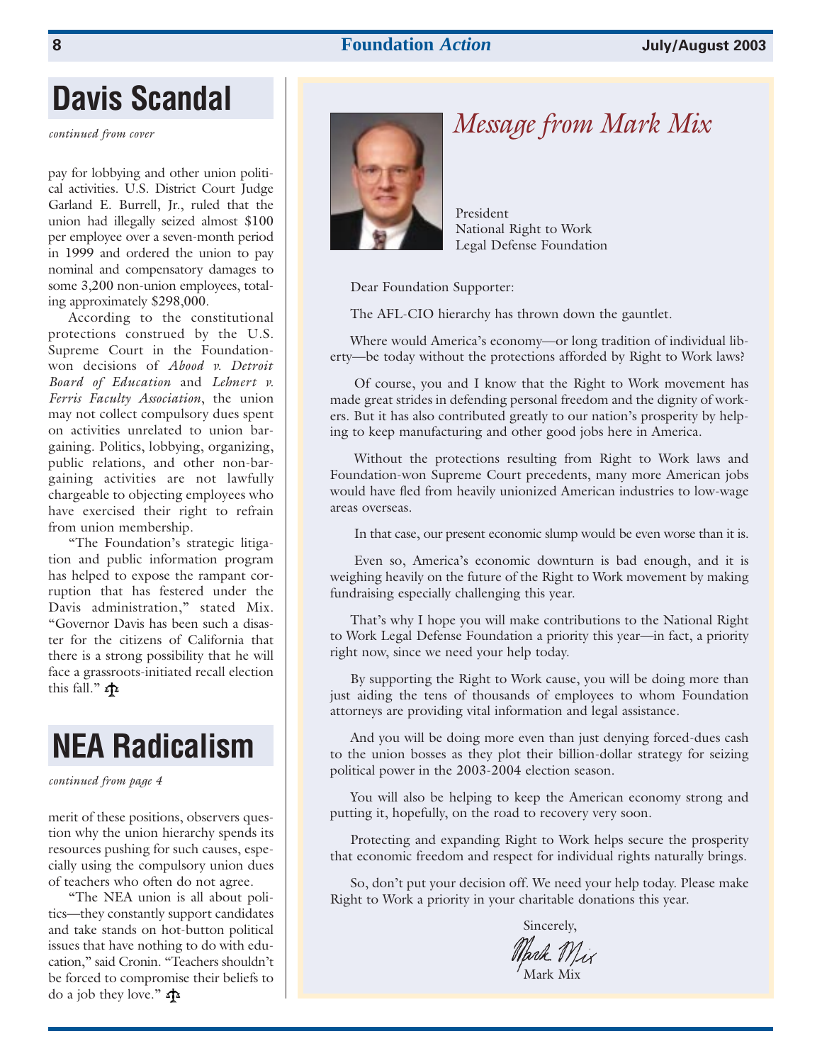## Davis Scandal

*continued from cover*

pay for lobbying and other union political activities. U.S. District Court Judge Garland E. Burrell, Jr., ruled that the union had illegally seized almost $100 per employee over a seven-month period in 1999 and ordered the union to pay nominal and compensatory damages to some 3,200 non-union employees, totaling approximately $298,000.

According to the constitutional protections construed by the U.S. Supreme Court in the Foundation-won decisions of *Abood v. Detroit Board of Education* and *Lehnert v. Ferris Faculty Association*, the union may not collect compulsory dues spent on activities unrelated to union bargaining. Politics, lobbying, organizing, public relations, and other non-bargaining activities are not lawfully chargeable to objecting employees who have exercised their right to refrain from union membership.

"The Foundation's strategic litigation and public information program has helped to expose the rampant corruption that has festered under the Davis administration," stated Mix. "Governor Davis has been such a disaster for the citizens of California that there is a strong possibility that he will face a grassroots-initiated recall election this fall."

## NEA Radicalism

*continued from page 4*

merit of these positions, observers question why the union hierarchy spends its resources pushing for such causes, especially using the compulsory union dues of teachers who often do not agree.

"The NEA union is all about politics—they constantly support candidates and take stands on hot-button political issues that have nothing to do with education," said Cronin. "Teachers shouldn't be forced to compromise their beliefs to do a job they love."

## *Message from Mark Mix*

President
National Right to Work
Legal Defense Foundation

Dear Foundation Supporter:

The AFL-CIO hierarchy has thrown down the gauntlet.

Where would America's economy—or long tradition of individual liberty—be today without the protections afforded by Right to Work laws?

Of course, you and I know that the Right to Work movement has made great strides in defending personal freedom and the dignity of workers. But it has also contributed greatly to our nation's prosperity by helping to keep manufacturing and other good jobs here in America.

Without the protections resulting from Right to Work laws and Foundation-won Supreme Court precedents, many more American jobs would have fled from heavily unionized American industries to low-wage areas overseas.

In that case, our present economic slump would be even worse than it is.

Even so, America's economic downturn is bad enough, and it is weighing heavily on the future of the Right to Work movement by making fundraising especially challenging this year.

That's why I hope you will make contributions to the National Right to Work Legal Defense Foundation a priority this year—in fact, a priority right now, since we need your help today.

By supporting the Right to Work cause, you will be doing more than just aiding the tens of thousands of employees to whom Foundation attorneys are providing vital information and legal assistance.

And you will be doing more even than just denying forced-dues cash to the union bosses as they plot their billion-dollar strategy for seizing political power in the 2003-2004 election season.

You will also be helping to keep the American economy strong and putting it, hopefully, on the road to recovery very soon.

Protecting and expanding Right to Work helps secure the prosperity that economic freedom and respect for individual rights naturally brings.

So, don't put your decision off. We need your help today. Please make Right to Work a priority in your charitable donations this year.

Sincerely,

Mark Mix